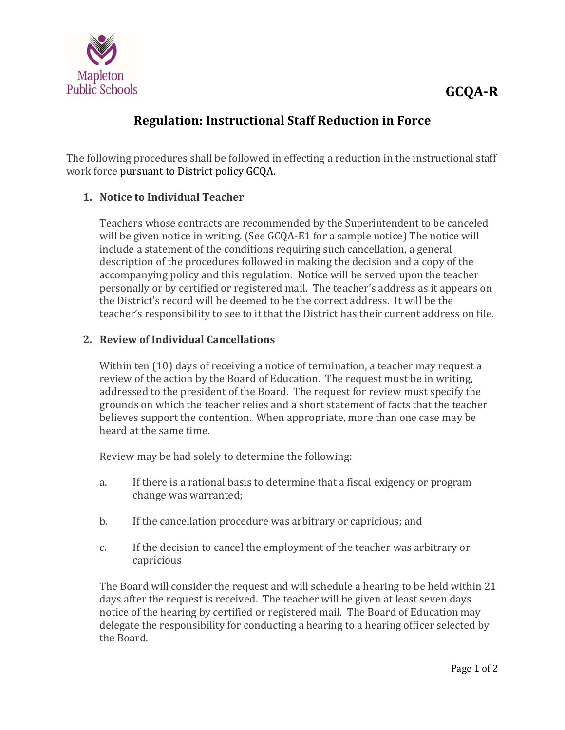Mapleton Public Schools

**GCQA-R**

# Regulation: Instructional Staff Reduction in Force

The following procedures shall be followed in effecting a reduction in the instructional staff work force pursuant to District policy GCQA.

1. **Notice to Individual Teacher**

   Teachers whose contracts are recommended by the Superintendent to be canceled will be given notice in writing. (See GCQA-E1 for a sample notice) The notice will include a statement of the conditions requiring such cancellation, a general description of the procedures followed in making the decision and a copy of the accompanying policy and this regulation. Notice will be served upon the teacher personally or by certified or registered mail. The teacher's address as it appears on the District's record will be deemed to be the correct address. It will be the teacher's responsibility to see to it that the District has their current address on file.

2. **Review of Individual Cancellations**

   Within ten (10) days of receiving a notice of termination, a teacher may request a review of the action by the Board of Education. The request must be in writing, addressed to the president of the Board. The request for review must specify the grounds on which the teacher relies and a short statement of facts that the teacher believes support the contention. When appropriate, more than one case may be heard at the same time.

   Review may be had solely to determine the following:

   a. If there is a rational basis to determine that a fiscal exigency or program change was warranted;

   b. If the cancellation procedure was arbitrary or capricious; and

   c. If the decision to cancel the employment of the teacher was arbitrary or capricious

   The Board will consider the request and will schedule a hearing to be held within 21 days after the request is received. The teacher will be given at least seven days notice of the hearing by certified or registered mail. The Board of Education may delegate the responsibility for conducting a hearing to a hearing officer selected by the Board.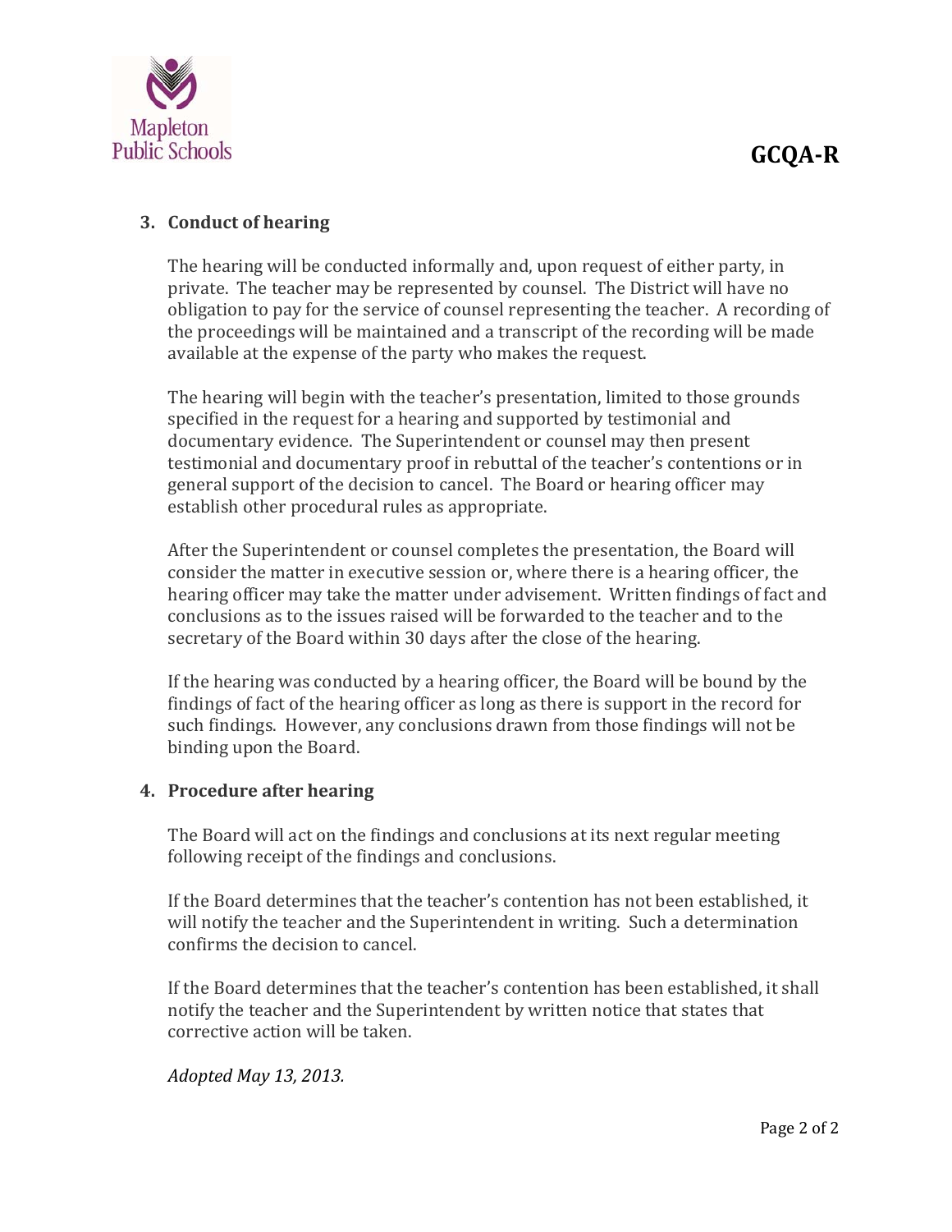**3. Conduct of hearing**

The hearing will be conducted informally and, upon request of either party, in private. The teacher may be represented by counsel. The District will have no obligation to pay for the service of counsel representing the teacher. A recording of the proceedings will be maintained and a transcript of the recording will be made available at the expense of the party who makes the request.

The hearing will begin with the teacher's presentation, limited to those grounds specified in the request for a hearing and supported by testimonial and documentary evidence. The Superintendent or counsel may then present testimonial and documentary proof in rebuttal of the teacher's contentions or in general support of the decision to cancel. The Board or hearing officer may establish other procedural rules as appropriate.

After the Superintendent or counsel completes the presentation, the Board will consider the matter in executive session or, where there is a hearing officer, the hearing officer may take the matter under advisement. Written findings of fact and conclusions as to the issues raised will be forwarded to the teacher and to the secretary of the Board within 30 days after the close of the hearing.

If the hearing was conducted by a hearing officer, the Board will be bound by the findings of fact of the hearing officer as long as there is support in the record for such findings. However, any conclusions drawn from those findings will not be binding upon the Board.

**4. Procedure after hearing**

The Board will act on the findings and conclusions at its next regular meeting following receipt of the findings and conclusions.

If the Board determines that the teacher's contention has not been established, it will notify the teacher and the Superintendent in writing. Such a determination confirms the decision to cancel.

If the Board determines that the teacher's contention has been established, it shall notify the teacher and the Superintendent by written notice that states that corrective action will be taken.

*Adopted May 13, 2013.*